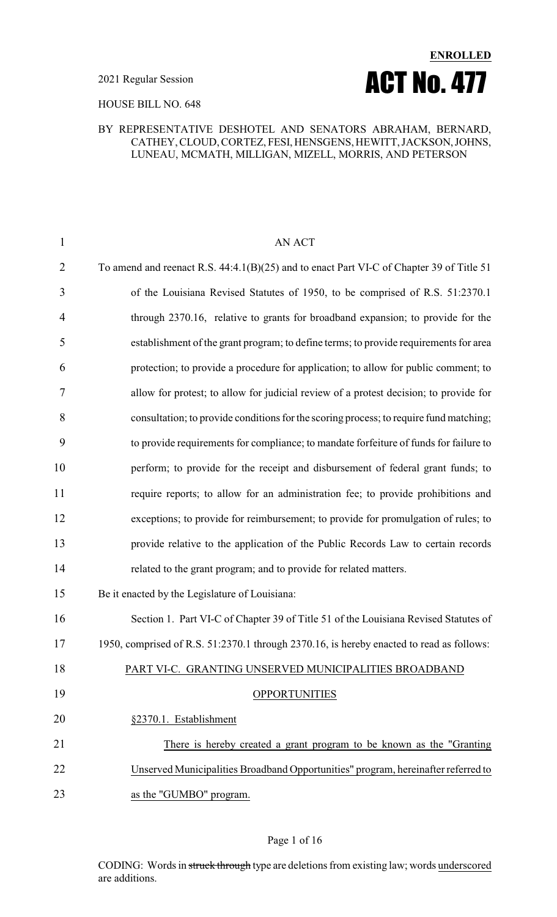**ENROLLED**

2021 Regular Session

# ACT No. 477

HOUSE BILL NO. 648

BY REPRESENTATIVE DESHOTEL AND SENATORS ABRAHAM, BERNARD, CATHEY, CLOUD, CORTEZ, FESI, HENSGENS, HEWITT, JACKSON, JOHNS, LUNEAU, MCMATH, MILLIGAN, MIZELL, MORRIS, AND PETERSON

AN ACT

To amend and reenact R.S. 44:4.1(B)(25) and to enact Part VI-C of Chapter 39 of Title 51 of the Louisiana Revised Statutes of 1950, to be comprised of R.S. 51:2370.1 through 2370.16, relative to grants for broadband expansion; to provide for the establishment of the grant program; to define terms; to provide requirements for area protection; to provide a procedure for application; to allow for public comment; to allow for protest; to allow for judicial review of a protest decision; to provide for consultation; to provide conditions for the scoring process; to require fund matching; to provide requirements for compliance; to mandate forfeiture of funds for failure to perform; to provide for the receipt and disbursement of federal grant funds; to require reports; to allow for an administration fee; to provide prohibitions and exceptions; to provide for reimbursement; to provide for promulgation of rules; to provide relative to the application of the Public Records Law to certain records related to the grant program; and to provide for related matters.

Be it enacted by the Legislature of Louisiana:

Section 1. Part VI-C of Chapter 39 of Title 51 of the Louisiana Revised Statutes of 1950, comprised of R.S. 51:2370.1 through 2370.16, is hereby enacted to read as follows:

PART VI-C. GRANTING UNSERVED MUNICIPALITIES BROADBAND OPPORTUNITIES

§2370.1. Establishment

There is hereby created a grant program to be known as the "Granting Unserved Municipalities Broadband Opportunities" program, hereinafter referred to as the "GUMBO" program.

CODING: Words in ~~struck through~~ type are deletions from existing law; words underscored are additions.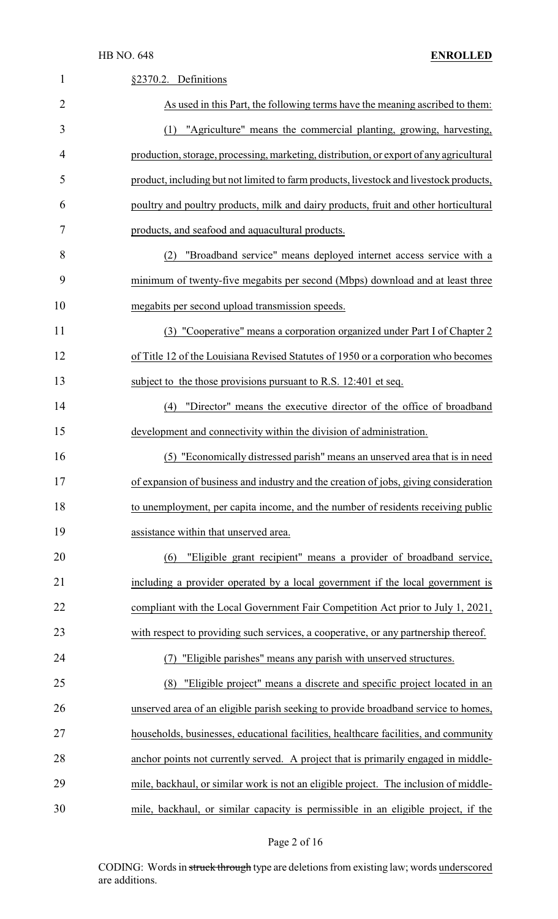§2370.2. Definitions

As used in this Part, the following terms have the meaning ascribed to them:

(1) "Agriculture" means the commercial planting, growing, harvesting, production, storage, processing, marketing, distribution, or export of any agricultural product, including but not limited to farm products, livestock and livestock products, poultry and poultry products, milk and dairy products, fruit and other horticultural products, and seafood and aquacultural products.

(2) "Broadband service" means deployed internet access service with a minimum of twenty-five megabits per second (Mbps) download and at least three megabits per second upload transmission speeds.

(3) "Cooperative" means a corporation organized under Part I of Chapter 2 of Title 12 of the Louisiana Revised Statutes of 1950 or a corporation who becomes subject to the those provisions pursuant to R.S. 12:401 et seq.

(4) "Director" means the executive director of the office of broadband development and connectivity within the division of administration.

(5) "Economically distressed parish" means an unserved area that is in need of expansion of business and industry and the creation of jobs, giving consideration to unemployment, per capita income, and the number of residents receiving public assistance within that unserved area.

(6) "Eligible grant recipient" means a provider of broadband service, including a provider operated by a local government if the local government is compliant with the Local Government Fair Competition Act prior to July 1, 2021, with respect to providing such services, a cooperative, or any partnership thereof.

(7) "Eligible parishes" means any parish with unserved structures.

(8) "Eligible project" means a discrete and specific project located in an unserved area of an eligible parish seeking to provide broadband service to homes, households, businesses, educational facilities, healthcare facilities, and community anchor points not currently served. A project that is primarily engaged in middle-mile, backhaul, or similar work is not an eligible project. The inclusion of middle-mile, backhaul, or similar capacity is permissible in an eligible project, if the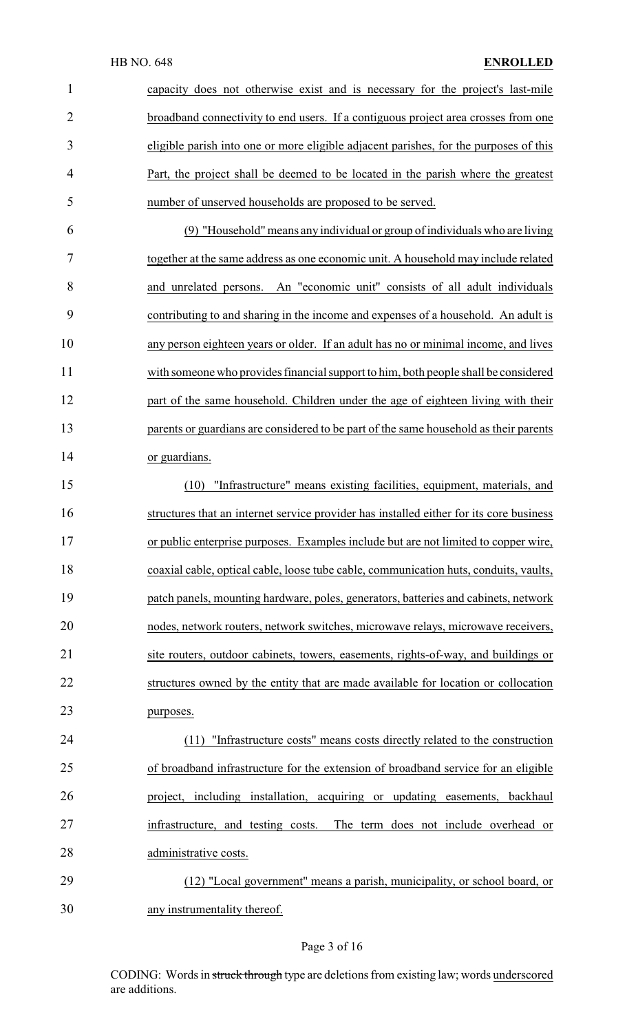capacity does not otherwise exist and is necessary for the project's last-mile broadband connectivity to end users. If a contiguous project area crosses from one eligible parish into one or more eligible adjacent parishes, for the purposes of this Part, the project shall be deemed to be located in the parish where the greatest number of unserved households are proposed to be served.

(9) "Household" means any individual or group of individuals who are living together at the same address as one economic unit. A household may include related and unrelated persons. An "economic unit" consists of all adult individuals contributing to and sharing in the income and expenses of a household. An adult is any person eighteen years or older. If an adult has no or minimal income, and lives with someone who provides financial support to him, both people shall be considered part of the same household. Children under the age of eighteen living with their parents or guardians are considered to be part of the same household as their parents or guardians.

(10) "Infrastructure" means existing facilities, equipment, materials, and structures that an internet service provider has installed either for its core business or public enterprise purposes. Examples include but are not limited to copper wire, coaxial cable, optical cable, loose tube cable, communication huts, conduits, vaults, patch panels, mounting hardware, poles, generators, batteries and cabinets, network nodes, network routers, network switches, microwave relays, microwave receivers, site routers, outdoor cabinets, towers, easements, rights-of-way, and buildings or structures owned by the entity that are made available for location or collocation purposes.

(11) "Infrastructure costs" means costs directly related to the construction of broadband infrastructure for the extension of broadband service for an eligible project, including installation, acquiring or updating easements, backhaul infrastructure, and testing costs. The term does not include overhead or administrative costs.

(12) "Local government" means a parish, municipality, or school board, or any instrumentality thereof.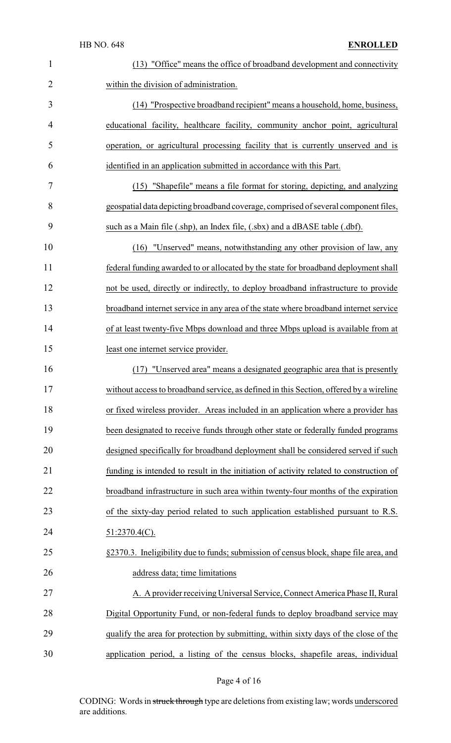(13) "Office" means the office of broadband development and connectivity within the division of administration.

(14) "Prospective broadband recipient" means a household, home, business, educational facility, healthcare facility, community anchor point, agricultural operation, or agricultural processing facility that is currently unserved and is identified in an application submitted in accordance with this Part.

(15) "Shapefile" means a file format for storing, depicting, and analyzing geospatial data depicting broadband coverage, comprised of several component files, such as a Main file (.shp), an Index file, (.sbx) and a dBASE table (.dbf).

(16) "Unserved" means, notwithstanding any other provision of law, any federal funding awarded to or allocated by the state for broadband deployment shall not be used, directly or indirectly, to deploy broadband infrastructure to provide broadband internet service in any area of the state where broadband internet service of at least twenty-five Mbps download and three Mbps upload is available from at least one internet service provider.

(17) "Unserved area" means a designated geographic area that is presently without access to broadband service, as defined in this Section, offered by a wireline or fixed wireless provider. Areas included in an application where a provider has been designated to receive funds through other state or federally funded programs designed specifically for broadband deployment shall be considered served if such funding is intended to result in the initiation of activity related to construction of broadband infrastructure in such area within twenty-four months of the expiration of the sixty-day period related to such application established pursuant to R.S. 51:2370.4(C).

§2370.3. Ineligibility due to funds; submission of census block, shape file area, and address data; time limitations

A. A provider receiving Universal Service, Connect America Phase II, Rural Digital Opportunity Fund, or non-federal funds to deploy broadband service may qualify the area for protection by submitting, within sixty days of the close of the application period, a listing of the census blocks, shapefile areas, individual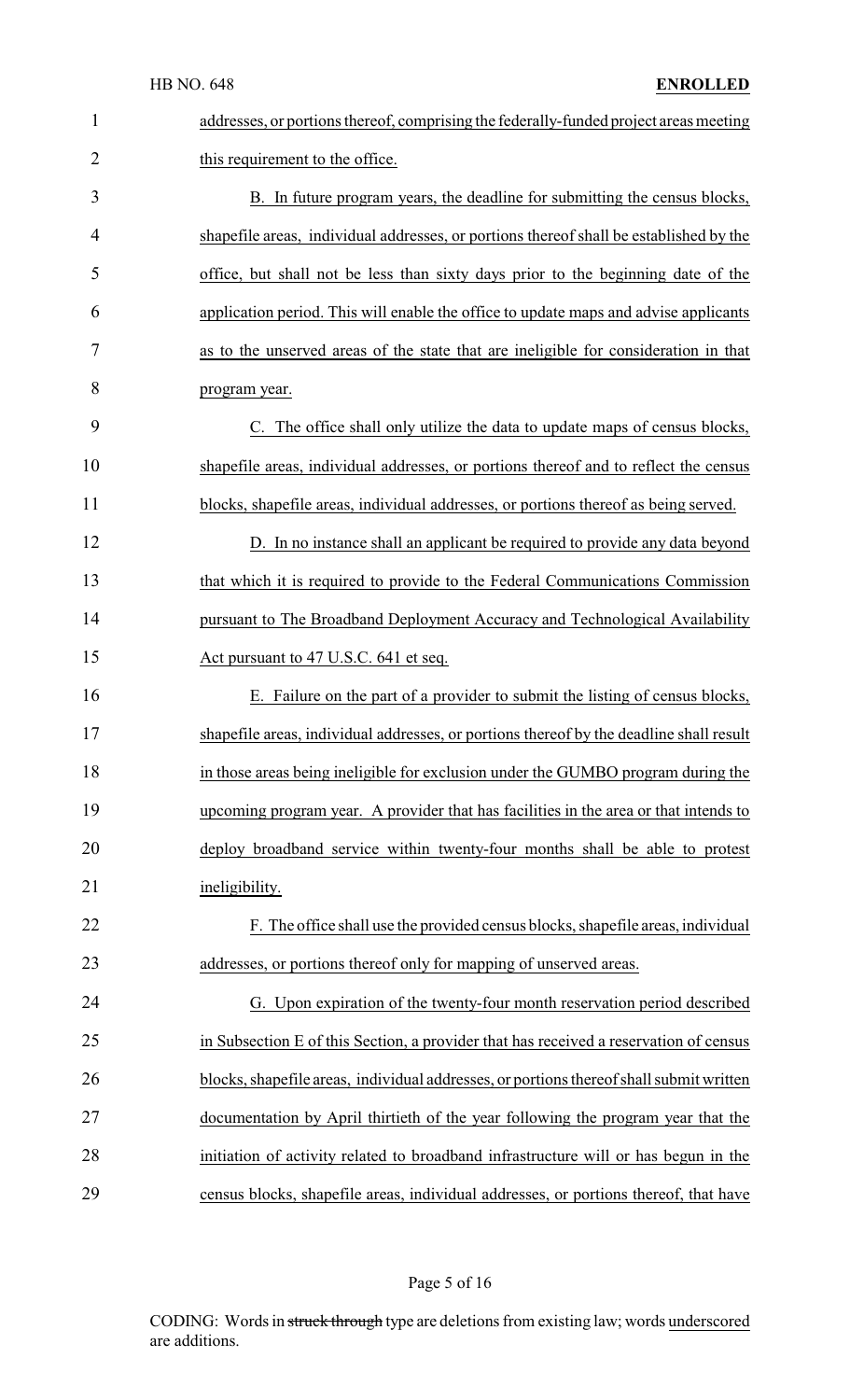addresses, or portions thereof, comprising the federally-funded project areas meeting this requirement to the office.

B. In future program years, the deadline for submitting the census blocks, shapefile areas, individual addresses, or portions thereof shall be established by the office, but shall not be less than sixty days prior to the beginning date of the application period. This will enable the office to update maps and advise applicants as to the unserved areas of the state that are ineligible for consideration in that program year.

C. The office shall only utilize the data to update maps of census blocks, shapefile areas, individual addresses, or portions thereof and to reflect the census blocks, shapefile areas, individual addresses, or portions thereof as being served.

D. In no instance shall an applicant be required to provide any data beyond that which it is required to provide to the Federal Communications Commission pursuant to The Broadband Deployment Accuracy and Technological Availability Act pursuant to 47 U.S.C. 641 et seq.

E. Failure on the part of a provider to submit the listing of census blocks, shapefile areas, individual addresses, or portions thereof by the deadline shall result in those areas being ineligible for exclusion under the GUMBO program during the upcoming program year. A provider that has facilities in the area or that intends to deploy broadband service within twenty-four months shall be able to protest ineligibility.

F. The office shall use the provided census blocks, shapefile areas, individual addresses, or portions thereof only for mapping of unserved areas.

G. Upon expiration of the twenty-four month reservation period described in Subsection E of this Section, a provider that has received a reservation of census blocks, shapefile areas, individual addresses, or portions thereof shall submit written documentation by April thirtieth of the year following the program year that the initiation of activity related to broadband infrastructure will or has begun in the census blocks, shapefile areas, individual addresses, or portions thereof, that have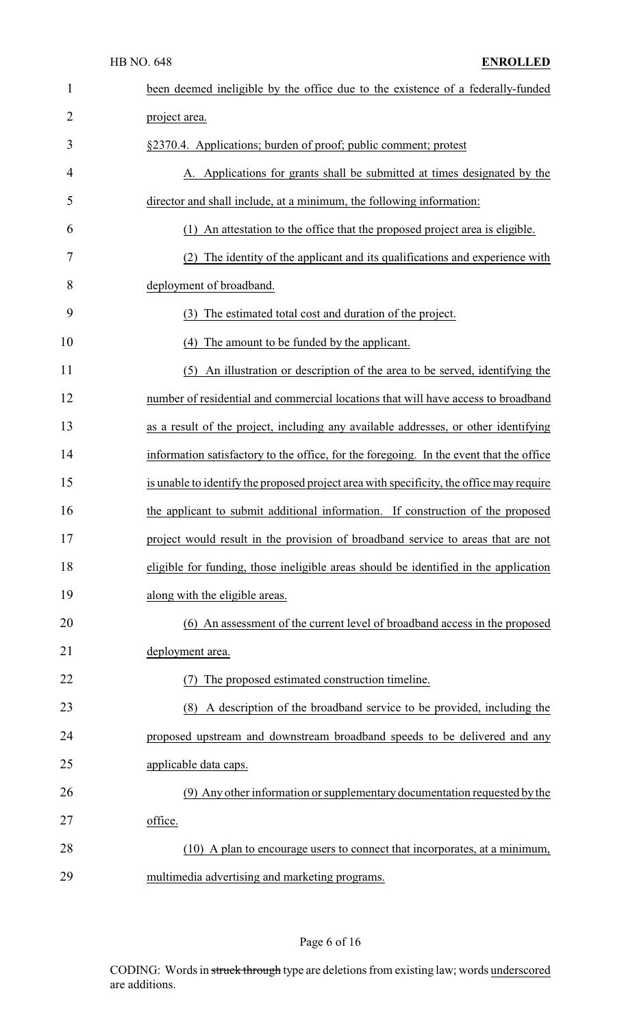been deemed ineligible by the office due to the existence of a federally-funded project area.

§2370.4. Applications; burden of proof; public comment; protest

A. Applications for grants shall be submitted at times designated by the director and shall include, at a minimum, the following information:

(1) An attestation to the office that the proposed project area is eligible.

(2) The identity of the applicant and its qualifications and experience with deployment of broadband.

(3) The estimated total cost and duration of the project.

(4) The amount to be funded by the applicant.

(5) An illustration or description of the area to be served, identifying the number of residential and commercial locations that will have access to broadband as a result of the project, including any available addresses, or other identifying information satisfactory to the office, for the foregoing. In the event that the office is unable to identify the proposed project area with specificity, the office may require the applicant to submit additional information. If construction of the proposed project would result in the provision of broadband service to areas that are not eligible for funding, those ineligible areas should be identified in the application along with the eligible areas.

(6) An assessment of the current level of broadband access in the proposed deployment area.

(7) The proposed estimated construction timeline.

(8) A description of the broadband service to be provided, including the proposed upstream and downstream broadband speeds to be delivered and any applicable data caps.

(9) Any other information or supplementary documentation requested by the office.

(10) A plan to encourage users to connect that incorporates, at a minimum, multimedia advertising and marketing programs.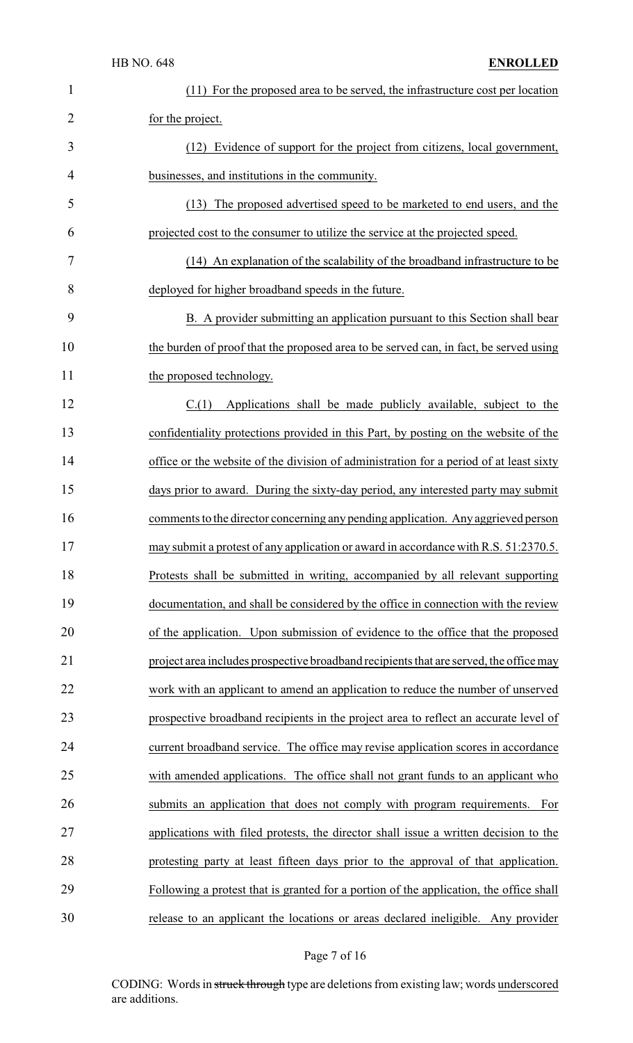(11) For the proposed area to be served, the infrastructure cost per location for the project.

(12) Evidence of support for the project from citizens, local government, businesses, and institutions in the community.

(13) The proposed advertised speed to be marketed to end users, and the projected cost to the consumer to utilize the service at the projected speed.

(14) An explanation of the scalability of the broadband infrastructure to be deployed for higher broadband speeds in the future.

B. A provider submitting an application pursuant to this Section shall bear the burden of proof that the proposed area to be served can, in fact, be served using the proposed technology.

C.(1) Applications shall be made publicly available, subject to the confidentiality protections provided in this Part, by posting on the website of the office or the website of the division of administration for a period of at least sixty days prior to award. During the sixty-day period, any interested party may submit comments to the director concerning any pending application. Any aggrieved person may submit a protest of any application or award in accordance with R.S. 51:2370.5. Protests shall be submitted in writing, accompanied by all relevant supporting documentation, and shall be considered by the office in connection with the review of the application. Upon submission of evidence to the office that the proposed project area includes prospective broadband recipients that are served, the office may work with an applicant to amend an application to reduce the number of unserved prospective broadband recipients in the project area to reflect an accurate level of current broadband service. The office may revise application scores in accordance with amended applications. The office shall not grant funds to an applicant who submits an application that does not comply with program requirements. For applications with filed protests, the director shall issue a written decision to the protesting party at least fifteen days prior to the approval of that application. Following a protest that is granted for a portion of the application, the office shall release to an applicant the locations or areas declared ineligible. Any provider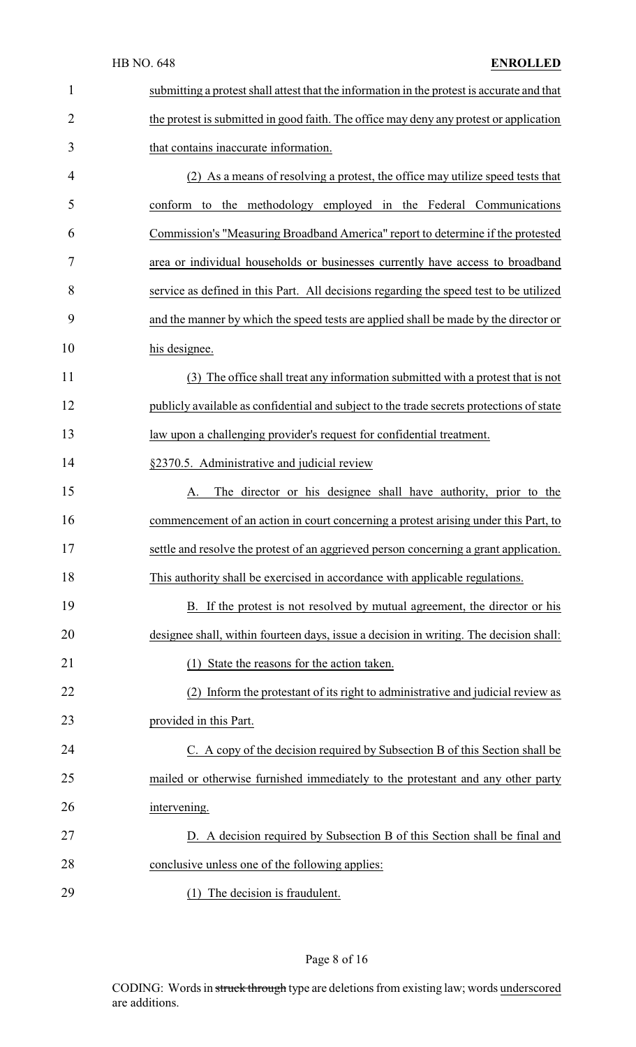submitting a protest shall attest that the information in the protest is accurate and that the protest is submitted in good faith. The office may deny any protest or application that contains inaccurate information.

(2) As a means of resolving a protest, the office may utilize speed tests that conform to the methodology employed in the Federal Communications Commission's "Measuring Broadband America" report to determine if the protested area or individual households or businesses currently have access to broadband service as defined in this Part. All decisions regarding the speed test to be utilized and the manner by which the speed tests are applied shall be made by the director or his designee.

(3) The office shall treat any information submitted with a protest that is not publicly available as confidential and subject to the trade secrets protections of state law upon a challenging provider's request for confidential treatment.

§2370.5. Administrative and judicial review

A. The director or his designee shall have authority, prior to the commencement of an action in court concerning a protest arising under this Part, to settle and resolve the protest of an aggrieved person concerning a grant application. This authority shall be exercised in accordance with applicable regulations.

B. If the protest is not resolved by mutual agreement, the director or his designee shall, within fourteen days, issue a decision in writing. The decision shall:

(1) State the reasons for the action taken.

(2) Inform the protestant of its right to administrative and judicial review as provided in this Part.

C. A copy of the decision required by Subsection B of this Section shall be mailed or otherwise furnished immediately to the protestant and any other party intervening.

D. A decision required by Subsection B of this Section shall be final and conclusive unless one of the following applies:

(1) The decision is fraudulent.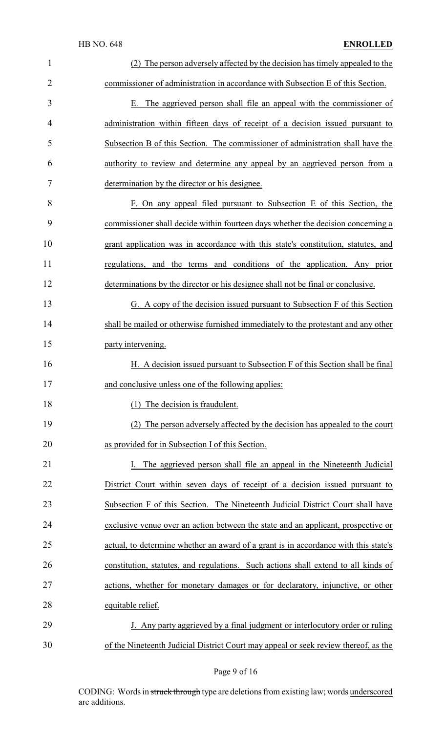(2) The person adversely affected by the decision has timely appealed to the commissioner of administration in accordance with Subsection E of this Section.

E. The aggrieved person shall file an appeal with the commissioner of administration within fifteen days of receipt of a decision issued pursuant to Subsection B of this Section. The commissioner of administration shall have the authority to review and determine any appeal by an aggrieved person from a determination by the director or his designee.

F. On any appeal filed pursuant to Subsection E of this Section, the commissioner shall decide within fourteen days whether the decision concerning a grant application was in accordance with this state's constitution, statutes, and regulations, and the terms and conditions of the application. Any prior determinations by the director or his designee shall not be final or conclusive.

G. A copy of the decision issued pursuant to Subsection F of this Section shall be mailed or otherwise furnished immediately to the protestant and any other party intervening.

H. A decision issued pursuant to Subsection F of this Section shall be final and conclusive unless one of the following applies:

(1) The decision is fraudulent.

(2) The person adversely affected by the decision has appealed to the court as provided for in Subsection I of this Section.

I. The aggrieved person shall file an appeal in the Nineteenth Judicial District Court within seven days of receipt of a decision issued pursuant to Subsection F of this Section. The Nineteenth Judicial District Court shall have exclusive venue over an action between the state and an applicant, prospective or actual, to determine whether an award of a grant is in accordance with this state's constitution, statutes, and regulations. Such actions shall extend to all kinds of actions, whether for monetary damages or for declaratory, injunctive, or other equitable relief.

J. Any party aggrieved by a final judgment or interlocutory order or ruling of the Nineteenth Judicial District Court may appeal or seek review thereof, as the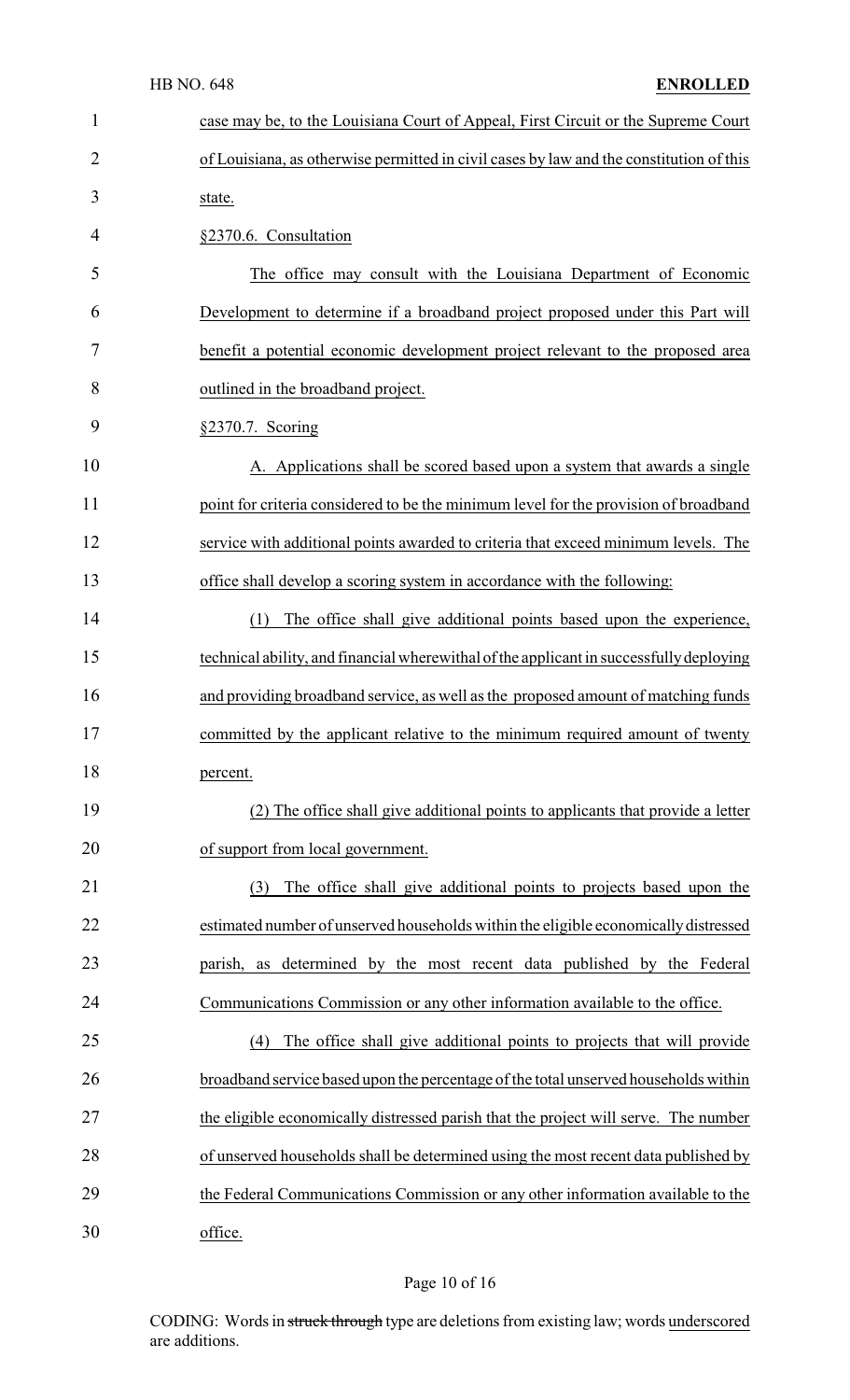case may be, to the Louisiana Court of Appeal, First Circuit or the Supreme Court of Louisiana, as otherwise permitted in civil cases by law and the constitution of this state.

§2370.6. Consultation

The office may consult with the Louisiana Department of Economic Development to determine if a broadband project proposed under this Part will benefit a potential economic development project relevant to the proposed area outlined in the broadband project.

§2370.7. Scoring

A. Applications shall be scored based upon a system that awards a single point for criteria considered to be the minimum level for the provision of broadband service with additional points awarded to criteria that exceed minimum levels. The office shall develop a scoring system in accordance with the following:

(1) The office shall give additional points based upon the experience, technical ability, and financial wherewithal of the applicant in successfully deploying and providing broadband service, as well as the proposed amount of matching funds committed by the applicant relative to the minimum required amount of twenty percent.

(2) The office shall give additional points to applicants that provide a letter of support from local government.

(3) The office shall give additional points to projects based upon the estimated number of unserved households within the eligible economically distressed parish, as determined by the most recent data published by the Federal Communications Commission or any other information available to the office.

(4) The office shall give additional points to projects that will provide broadband service based upon the percentage of the total unserved households within the eligible economically distressed parish that the project will serve. The number of unserved households shall be determined using the most recent data published by the Federal Communications Commission or any other information available to the office.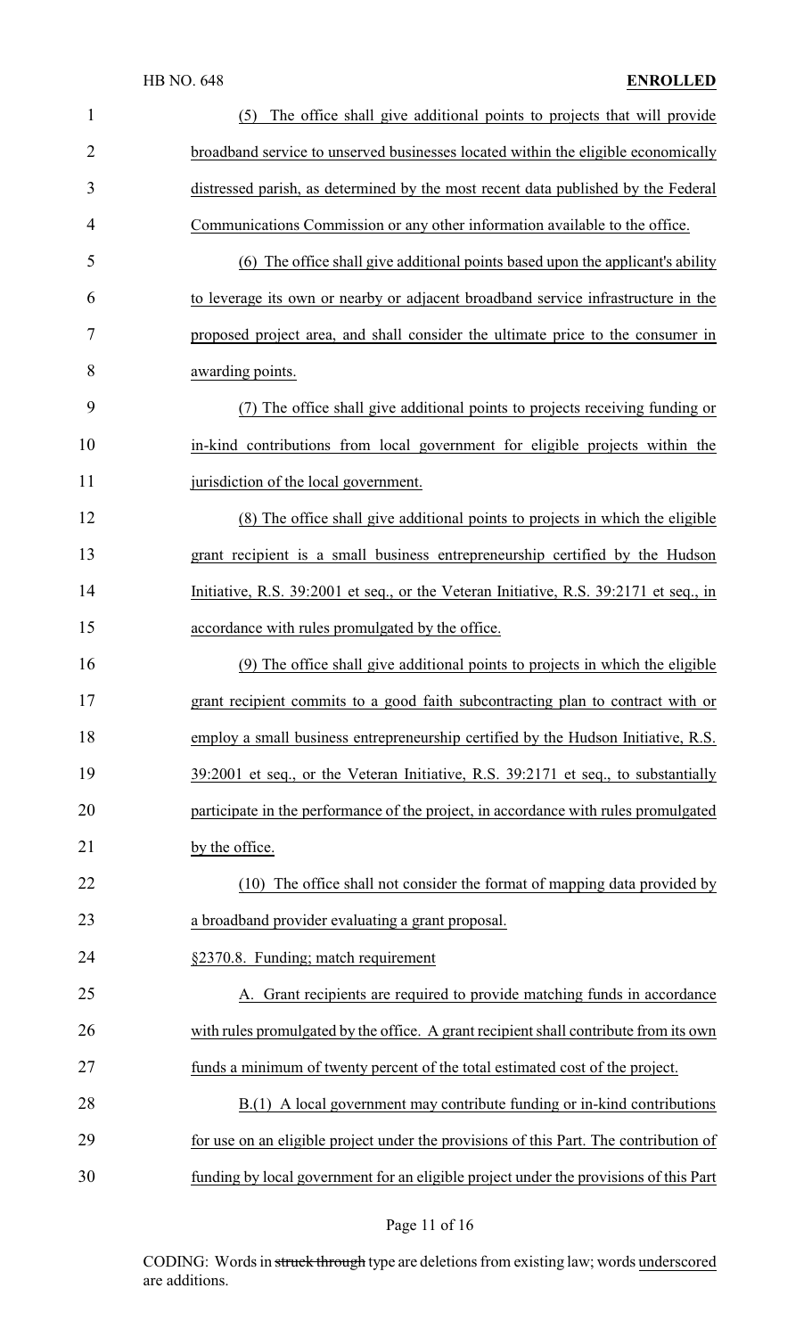(5) The office shall give additional points to projects that will provide broadband service to unserved businesses located within the eligible economically distressed parish, as determined by the most recent data published by the Federal Communications Commission or any other information available to the office.

(6) The office shall give additional points based upon the applicant's ability to leverage its own or nearby or adjacent broadband service infrastructure in the proposed project area, and shall consider the ultimate price to the consumer in awarding points.

(7) The office shall give additional points to projects receiving funding or in-kind contributions from local government for eligible projects within the jurisdiction of the local government.

(8) The office shall give additional points to projects in which the eligible grant recipient is a small business entrepreneurship certified by the Hudson Initiative, R.S. 39:2001 et seq., or the Veteran Initiative, R.S. 39:2171 et seq., in accordance with rules promulgated by the office.

(9) The office shall give additional points to projects in which the eligible grant recipient commits to a good faith subcontracting plan to contract with or employ a small business entrepreneurship certified by the Hudson Initiative, R.S. 39:2001 et seq., or the Veteran Initiative, R.S. 39:2171 et seq., to substantially participate in the performance of the project, in accordance with rules promulgated by the office.

(10) The office shall not consider the format of mapping data provided by a broadband provider evaluating a grant proposal.

§2370.8. Funding; match requirement

A. Grant recipients are required to provide matching funds in accordance with rules promulgated by the office. A grant recipient shall contribute from its own funds a minimum of twenty percent of the total estimated cost of the project.

B.(1) A local government may contribute funding or in-kind contributions for use on an eligible project under the provisions of this Part. The contribution of funding by local government for an eligible project under the provisions of this Part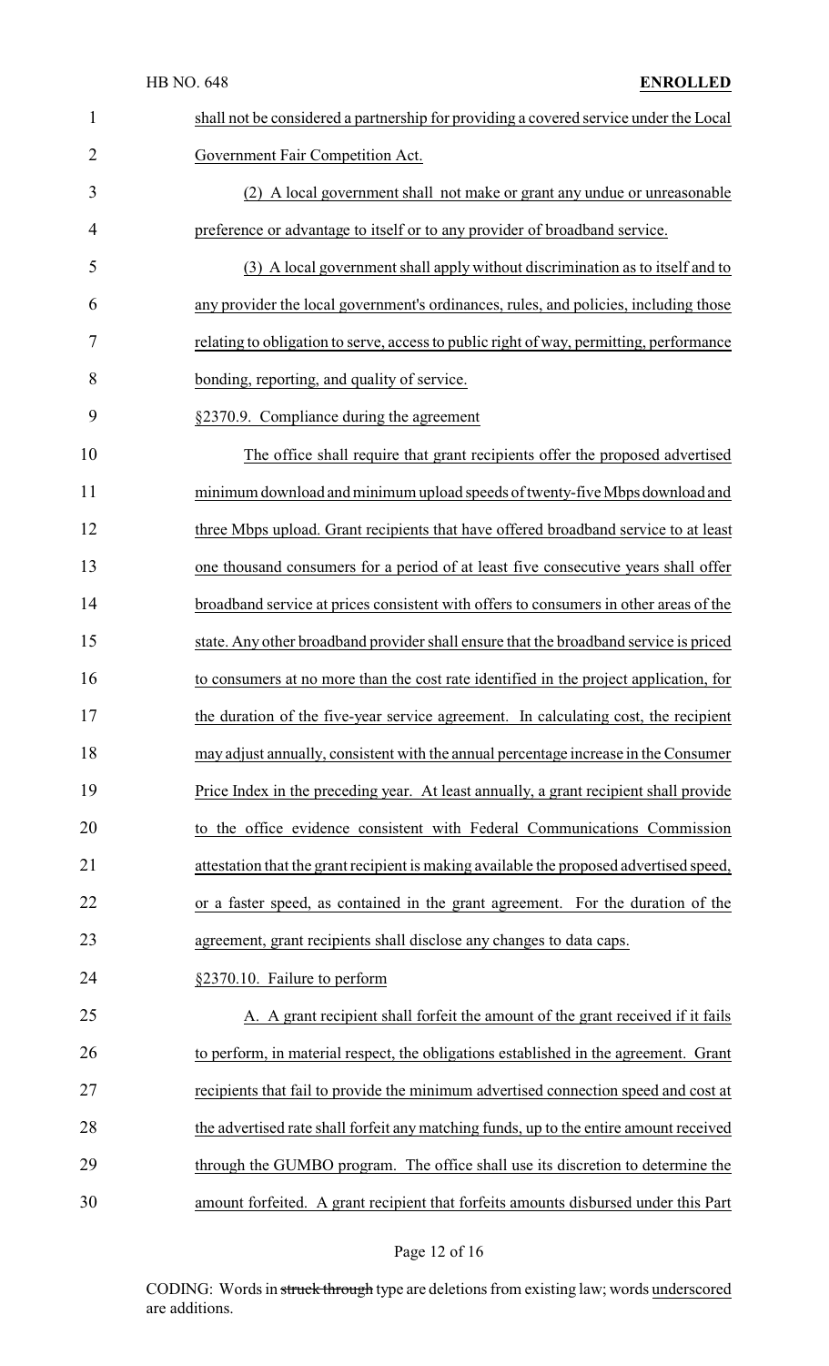shall not be considered a partnership for providing a covered service under the Local Government Fair Competition Act.

(2) A local government shall not make or grant any undue or unreasonable preference or advantage to itself or to any provider of broadband service.

(3) A local government shall apply without discrimination as to itself and to any provider the local government's ordinances, rules, and policies, including those relating to obligation to serve, access to public right of way, permitting, performance bonding, reporting, and quality of service.

§2370.9. Compliance during the agreement

The office shall require that grant recipients offer the proposed advertised minimum download and minimum upload speeds of twenty-five Mbps download and three Mbps upload. Grant recipients that have offered broadband service to at least one thousand consumers for a period of at least five consecutive years shall offer broadband service at prices consistent with offers to consumers in other areas of the state. Any other broadband provider shall ensure that the broadband service is priced to consumers at no more than the cost rate identified in the project application, for the duration of the five-year service agreement. In calculating cost, the recipient may adjust annually, consistent with the annual percentage increase in the Consumer Price Index in the preceding year. At least annually, a grant recipient shall provide to the office evidence consistent with Federal Communications Commission attestation that the grant recipient is making available the proposed advertised speed, or a faster speed, as contained in the grant agreement. For the duration of the agreement, grant recipients shall disclose any changes to data caps.

§2370.10. Failure to perform

A. A grant recipient shall forfeit the amount of the grant received if it fails to perform, in material respect, the obligations established in the agreement. Grant recipients that fail to provide the minimum advertised connection speed and cost at the advertised rate shall forfeit any matching funds, up to the entire amount received through the GUMBO program. The office shall use its discretion to determine the amount forfeited. A grant recipient that forfeits amounts disbursed under this Part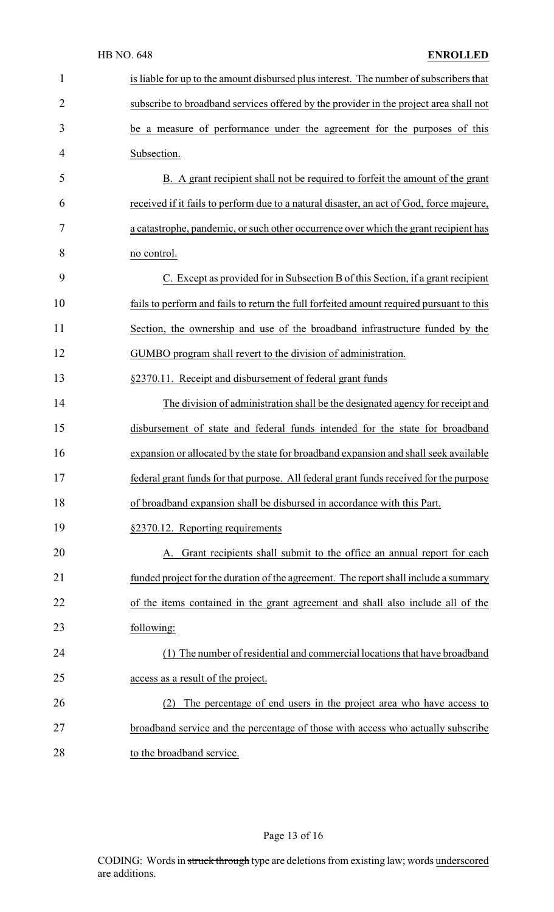is liable for up to the amount disbursed plus interest. The number of subscribers that subscribe to broadband services offered by the provider in the project area shall not be a measure of performance under the agreement for the purposes of this Subsection.

B. A grant recipient shall not be required to forfeit the amount of the grant received if it fails to perform due to a natural disaster, an act of God, force majeure, a catastrophe, pandemic, or such other occurrence over which the grant recipient has no control.

C. Except as provided for in Subsection B of this Section, if a grant recipient fails to perform and fails to return the full forfeited amount required pursuant to this Section, the ownership and use of the broadband infrastructure funded by the GUMBO program shall revert to the division of administration.

§2370.11. Receipt and disbursement of federal grant funds

The division of administration shall be the designated agency for receipt and disbursement of state and federal funds intended for the state for broadband expansion or allocated by the state for broadband expansion and shall seek available federal grant funds for that purpose. All federal grant funds received for the purpose of broadband expansion shall be disbursed in accordance with this Part.

§2370.12. Reporting requirements

A. Grant recipients shall submit to the office an annual report for each funded project for the duration of the agreement. The report shall include a summary of the items contained in the grant agreement and shall also include all of the following:

(1) The number of residential and commercial locations that have broadband access as a result of the project.

(2) The percentage of end users in the project area who have access to broadband service and the percentage of those with access who actually subscribe to the broadband service.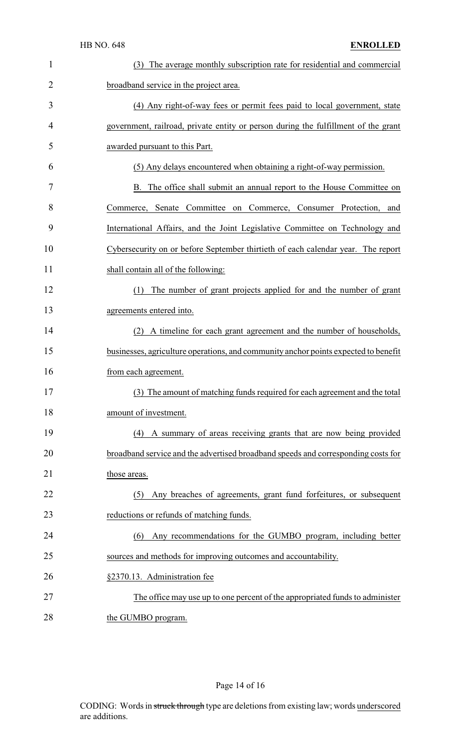(3) The average monthly subscription rate for residential and commercial broadband service in the project area.

(4) Any right-of-way fees or permit fees paid to local government, state government, railroad, private entity or person during the fulfillment of the grant awarded pursuant to this Part.

(5) Any delays encountered when obtaining a right-of-way permission.

B. The office shall submit an annual report to the House Committee on Commerce, Senate Committee on Commerce, Consumer Protection, and International Affairs, and the Joint Legislative Committee on Technology and Cybersecurity on or before September thirtieth of each calendar year. The report shall contain all of the following:

(1) The number of grant projects applied for and the number of grant agreements entered into.

(2) A timeline for each grant agreement and the number of households, businesses, agriculture operations, and community anchor points expected to benefit from each agreement.

(3) The amount of matching funds required for each agreement and the total amount of investment.

(4) A summary of areas receiving grants that are now being provided broadband service and the advertised broadband speeds and corresponding costs for those areas.

(5) Any breaches of agreements, grant fund forfeitures, or subsequent reductions or refunds of matching funds.

(6) Any recommendations for the GUMBO program, including better sources and methods for improving outcomes and accountability.

§2370.13. Administration fee

The office may use up to one percent of the appropriated funds to administer the GUMBO program.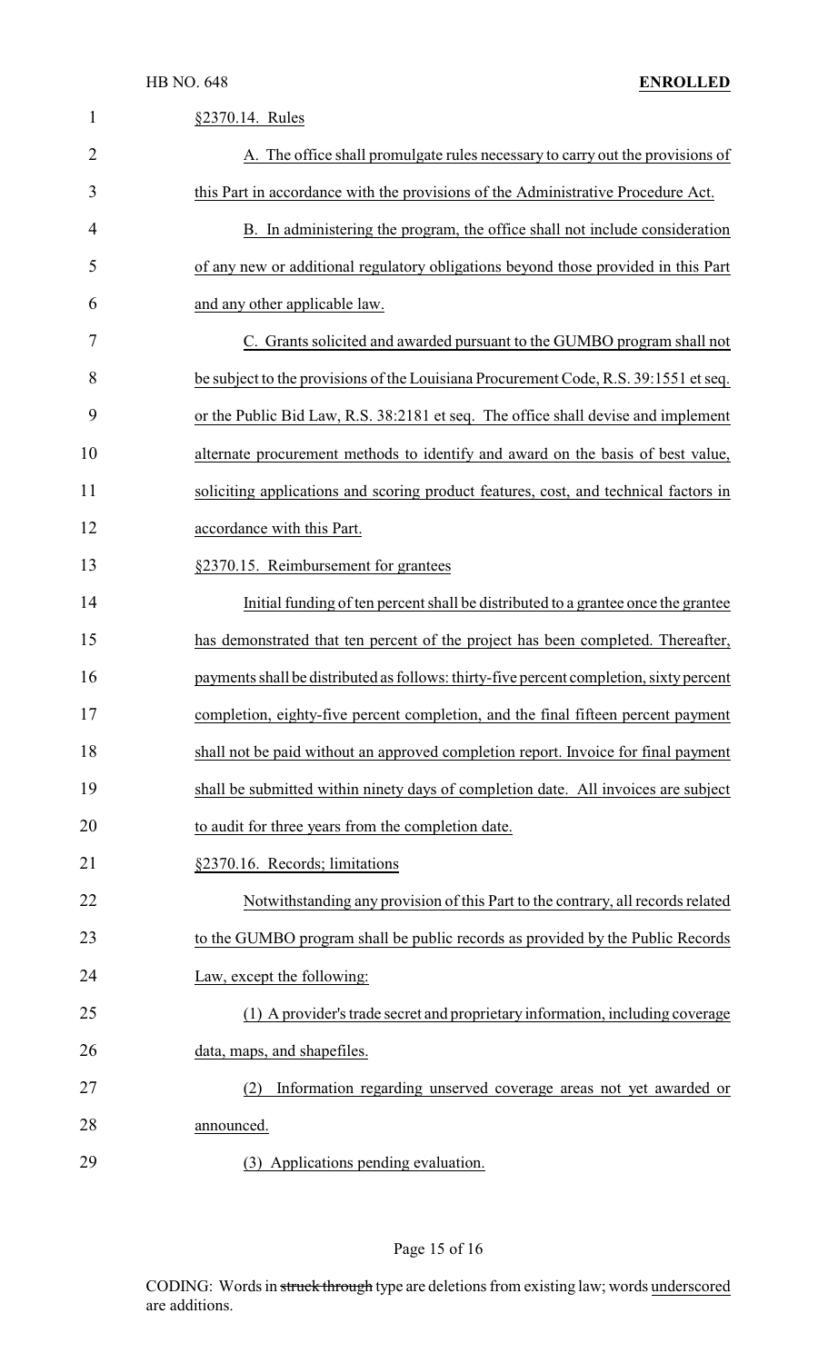§2370.14. Rules

A. The office shall promulgate rules necessary to carry out the provisions of this Part in accordance with the provisions of the Administrative Procedure Act.

B. In administering the program, the office shall not include consideration of any new or additional regulatory obligations beyond those provided in this Part and any other applicable law.

C. Grants solicited and awarded pursuant to the GUMBO program shall not be subject to the provisions of the Louisiana Procurement Code, R.S. 39:1551 et seq. or the Public Bid Law, R.S. 38:2181 et seq. The office shall devise and implement alternate procurement methods to identify and award on the basis of best value, soliciting applications and scoring product features, cost, and technical factors in accordance with this Part.

§2370.15. Reimbursement for grantees

Initial funding of ten percent shall be distributed to a grantee once the grantee has demonstrated that ten percent of the project has been completed. Thereafter, payments shall be distributed as follows: thirty-five percent completion, sixty percent completion, eighty-five percent completion, and the final fifteen percent payment shall not be paid without an approved completion report. Invoice for final payment shall be submitted within ninety days of completion date. All invoices are subject to audit for three years from the completion date.

§2370.16. Records; limitations

Notwithstanding any provision of this Part to the contrary, all records related to the GUMBO program shall be public records as provided by the Public Records Law, except the following:

(1) A provider's trade secret and proprietary information, including coverage data, maps, and shapefiles.

(2) Information regarding unserved coverage areas not yet awarded or announced.

(3) Applications pending evaluation.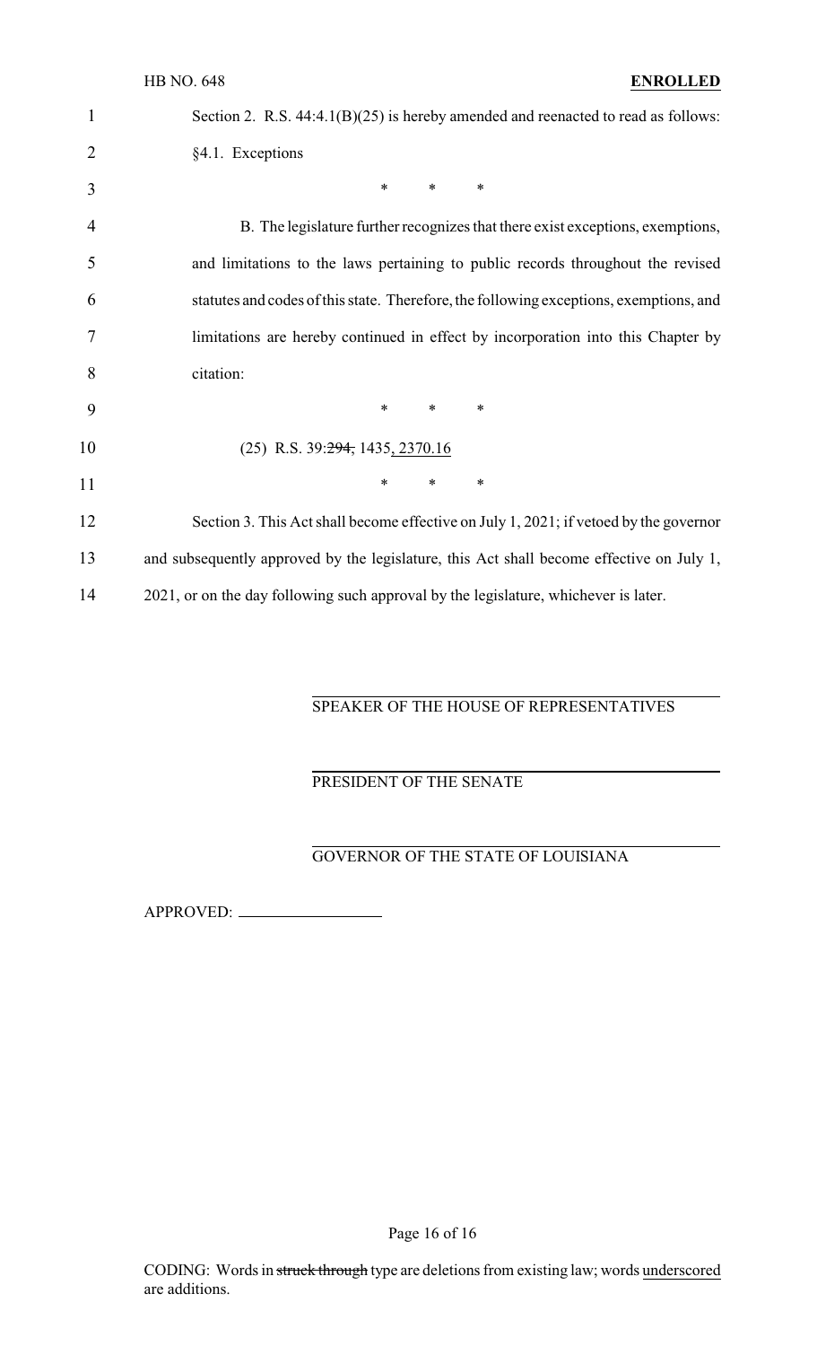Section 2. R.S. 44:4.1(B)(25) is hereby amended and reenacted to read as follows:

§4.1. Exceptions

\* \* \*

B. The legislature further recognizes that there exist exceptions, exemptions, and limitations to the laws pertaining to public records throughout the revised statutes and codes of this state. Therefore, the following exceptions, exemptions, and limitations are hereby continued in effect by incorporation into this Chapter by citation:

\* \* \*

(25) R.S. 39:~~294,~~ 1435<u>, 2370.16</u>

\* \* \*

Section 3. This Act shall become effective on July 1, 2021; if vetoed by the governor and subsequently approved by the legislature, this Act shall become effective on July 1, 2021, or on the day following such approval by the legislature, whichever is later.

SPEAKER OF THE HOUSE OF REPRESENTATIVES

PRESIDENT OF THE SENATE

GOVERNOR OF THE STATE OF LOUISIANA

APPROVED: \_\_\_\_\_\_\_\_\_\_\_\_\_\_\_\_\_\_

CODING: Words in ~~struck through~~ type are deletions from existing law; words <u>underscored</u> are additions.